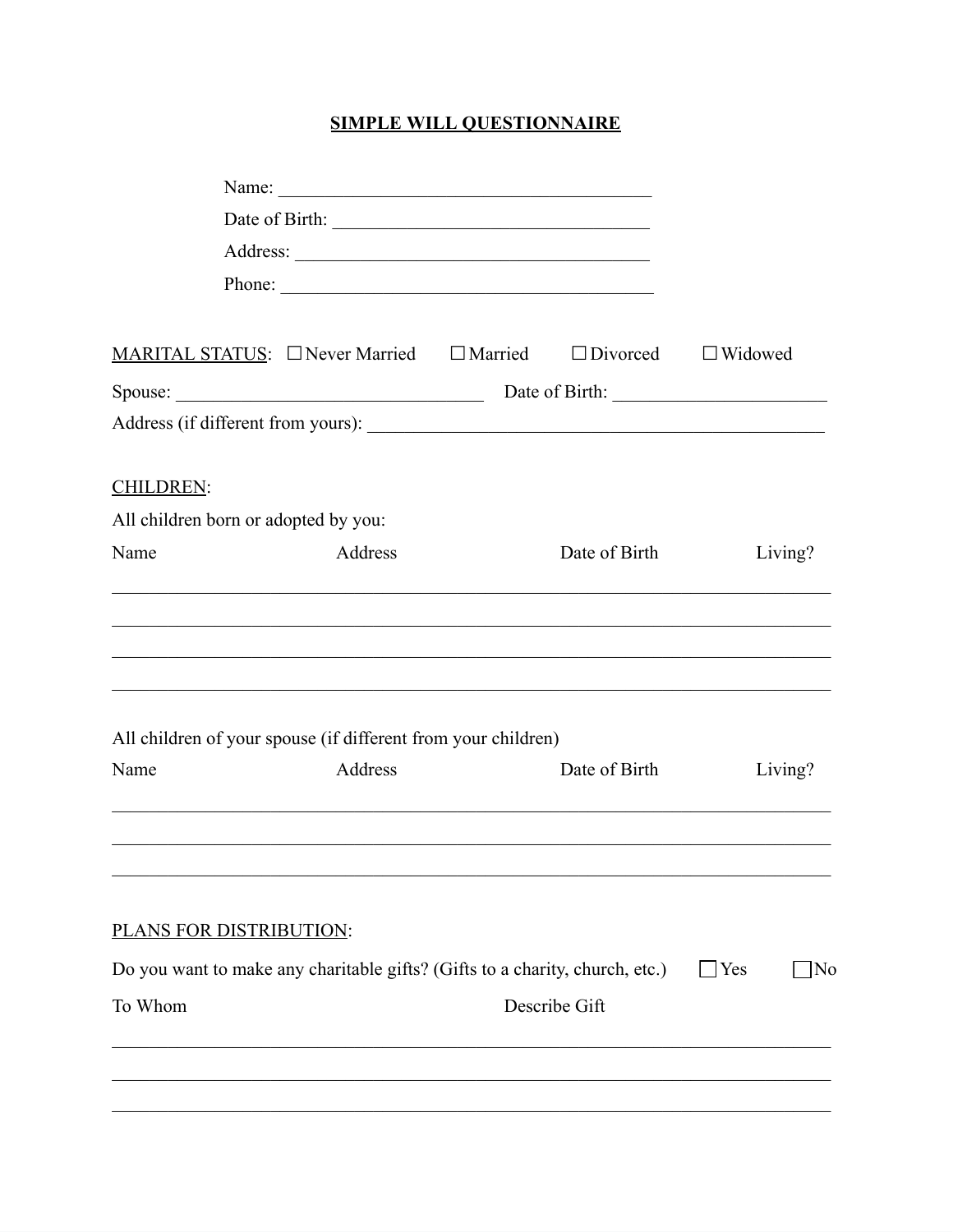# SIMPLE WILL QUESTIONNAIRE

Name: ________________________________________

Date of Birth: _________________________________

Address: ______________________________________

Phone: ________________________________________

MARITAL STATUS: ☐ Never Married ☐ Married ☐ Divorced ☐ Widowed

Spouse: ________________________________ Date of Birth: ______________________

Address (if different from yours): _________________________________________________

CHILDREN:

All children born or adopted by you:

| Name | Address | Date of Birth | Living? |
|---|---|---|---|
| | | | |
| | | | |
| | | | |
| | | | |

All children of your spouse (if different from your children)

| Name | Address | Date of Birth | Living? |
|---|---|---|---|
| | | | |
| | | | |
| | | | |

PLANS FOR DISTRIBUTION:

Do you want to make any charitable gifts? (Gifts to a charity, church, etc.) ☐ Yes ☐ No

| To Whom | Describe Gift |
|---|---|
| | |
| | |
| | |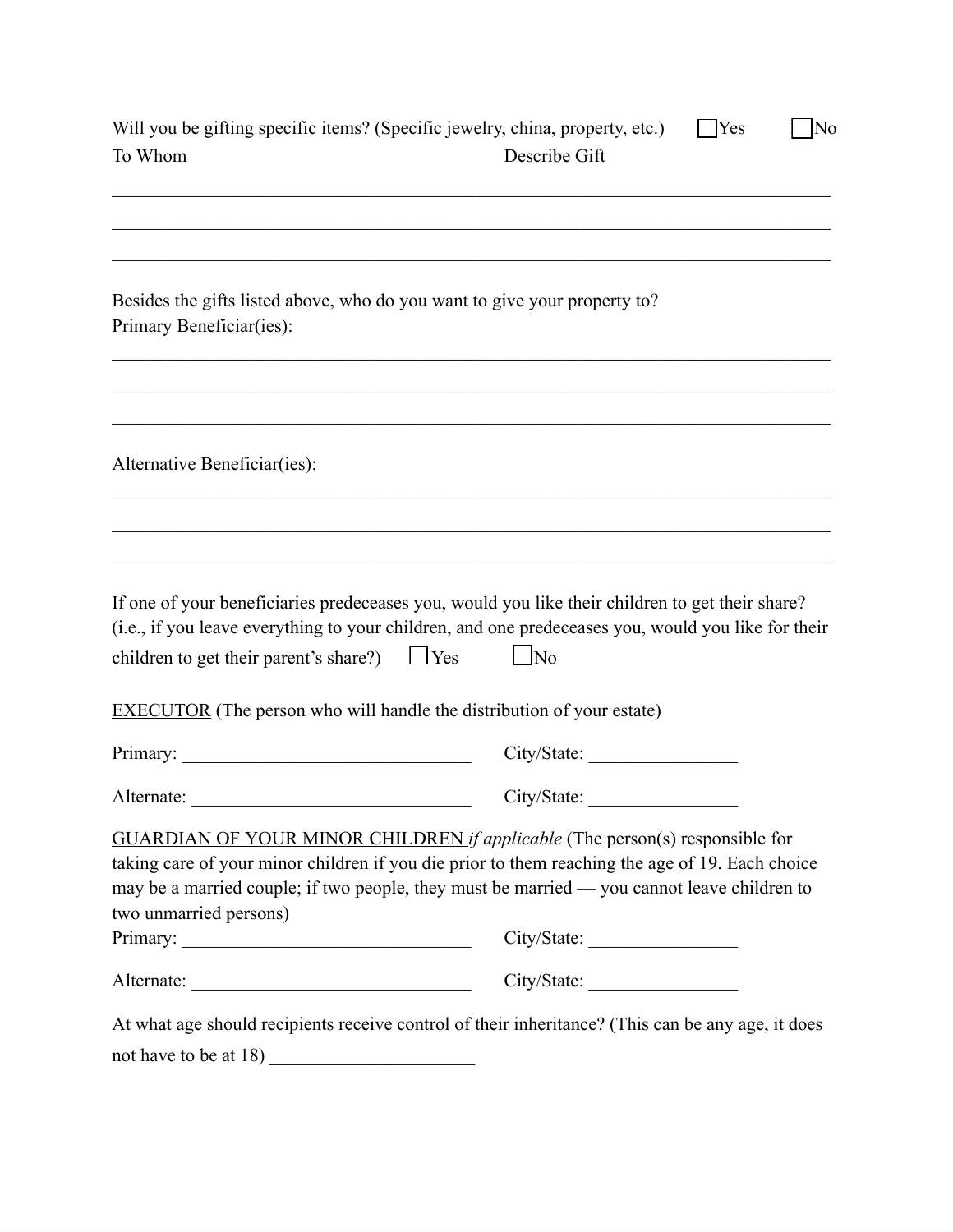Will you be gifting specific items? (Specific jewelry, china, property, etc.) ☐ Yes ☐ No

To Whom Describe Gift

\_\_\_\_\_\_\_\_\_\_\_\_\_\_\_\_\_\_\_\_\_\_\_\_\_\_\_\_\_\_\_\_\_\_\_\_\_\_\_\_\_\_\_\_\_\_\_\_\_\_\_\_\_\_\_\_\_\_\_\_\_\_\_\_\_\_\_\_\_\_\_\_\_\_\_\_\_\_

\_\_\_\_\_\_\_\_\_\_\_\_\_\_\_\_\_\_\_\_\_\_\_\_\_\_\_\_\_\_\_\_\_\_\_\_\_\_\_\_\_\_\_\_\_\_\_\_\_\_\_\_\_\_\_\_\_\_\_\_\_\_\_\_\_\_\_\_\_\_\_\_\_\_\_\_\_\_

\_\_\_\_\_\_\_\_\_\_\_\_\_\_\_\_\_\_\_\_\_\_\_\_\_\_\_\_\_\_\_\_\_\_\_\_\_\_\_\_\_\_\_\_\_\_\_\_\_\_\_\_\_\_\_\_\_\_\_\_\_\_\_\_\_\_\_\_\_\_\_\_\_\_\_\_\_\_

Besides the gifts listed above, who do you want to give your property to?

Primary Beneficiar(ies):

\_\_\_\_\_\_\_\_\_\_\_\_\_\_\_\_\_\_\_\_\_\_\_\_\_\_\_\_\_\_\_\_\_\_\_\_\_\_\_\_\_\_\_\_\_\_\_\_\_\_\_\_\_\_\_\_\_\_\_\_\_\_\_\_\_\_\_\_\_\_\_\_\_\_\_\_\_\_

\_\_\_\_\_\_\_\_\_\_\_\_\_\_\_\_\_\_\_\_\_\_\_\_\_\_\_\_\_\_\_\_\_\_\_\_\_\_\_\_\_\_\_\_\_\_\_\_\_\_\_\_\_\_\_\_\_\_\_\_\_\_\_\_\_\_\_\_\_\_\_\_\_\_\_\_\_\_

\_\_\_\_\_\_\_\_\_\_\_\_\_\_\_\_\_\_\_\_\_\_\_\_\_\_\_\_\_\_\_\_\_\_\_\_\_\_\_\_\_\_\_\_\_\_\_\_\_\_\_\_\_\_\_\_\_\_\_\_\_\_\_\_\_\_\_\_\_\_\_\_\_\_\_\_\_\_

Alternative Beneficiar(ies):

\_\_\_\_\_\_\_\_\_\_\_\_\_\_\_\_\_\_\_\_\_\_\_\_\_\_\_\_\_\_\_\_\_\_\_\_\_\_\_\_\_\_\_\_\_\_\_\_\_\_\_\_\_\_\_\_\_\_\_\_\_\_\_\_\_\_\_\_\_\_\_\_\_\_\_\_\_\_

\_\_\_\_\_\_\_\_\_\_\_\_\_\_\_\_\_\_\_\_\_\_\_\_\_\_\_\_\_\_\_\_\_\_\_\_\_\_\_\_\_\_\_\_\_\_\_\_\_\_\_\_\_\_\_\_\_\_\_\_\_\_\_\_\_\_\_\_\_\_\_\_\_\_\_\_\_\_

\_\_\_\_\_\_\_\_\_\_\_\_\_\_\_\_\_\_\_\_\_\_\_\_\_\_\_\_\_\_\_\_\_\_\_\_\_\_\_\_\_\_\_\_\_\_\_\_\_\_\_\_\_\_\_\_\_\_\_\_\_\_\_\_\_\_\_\_\_\_\_\_\_\_\_\_\_\_

If one of your beneficiaries predeceases you, would you like their children to get their share? (i.e., if you leave everything to your children, and one predeceases you, would you like for their children to get their parent's share?) ☐ Yes ☐ No

<u>EXECUTOR</u> (The person who will handle the distribution of your estate)

Primary: \_\_\_\_\_\_\_\_\_\_\_\_\_\_\_\_\_\_\_\_\_\_\_\_\_\_\_\_\_\_\_\_ City/State: \_\_\_\_\_\_\_\_\_\_\_\_\_\_\_\_

Alternate: \_\_\_\_\_\_\_\_\_\_\_\_\_\_\_\_\_\_\_\_\_\_\_\_\_\_\_\_\_\_ City/State: \_\_\_\_\_\_\_\_\_\_\_\_\_\_\_\_

<u>GUARDIAN OF YOUR MINOR CHILDREN</u> *if applicable* (The person(s) responsible for taking care of your minor children if you die prior to them reaching the age of 19. Each choice may be a married couple; if two people, they must be married — you cannot leave children to two unmarried persons)

Primary: \_\_\_\_\_\_\_\_\_\_\_\_\_\_\_\_\_\_\_\_\_\_\_\_\_\_\_\_\_\_\_\_ City/State: \_\_\_\_\_\_\_\_\_\_\_\_\_\_\_\_

Alternate: \_\_\_\_\_\_\_\_\_\_\_\_\_\_\_\_\_\_\_\_\_\_\_\_\_\_\_\_\_\_ City/State: \_\_\_\_\_\_\_\_\_\_\_\_\_\_\_\_

At what age should recipients receive control of their inheritance? (This can be any age, it does not have to be at 18) \_\_\_\_\_\_\_\_\_\_\_\_\_\_\_\_\_\_\_\_\_\_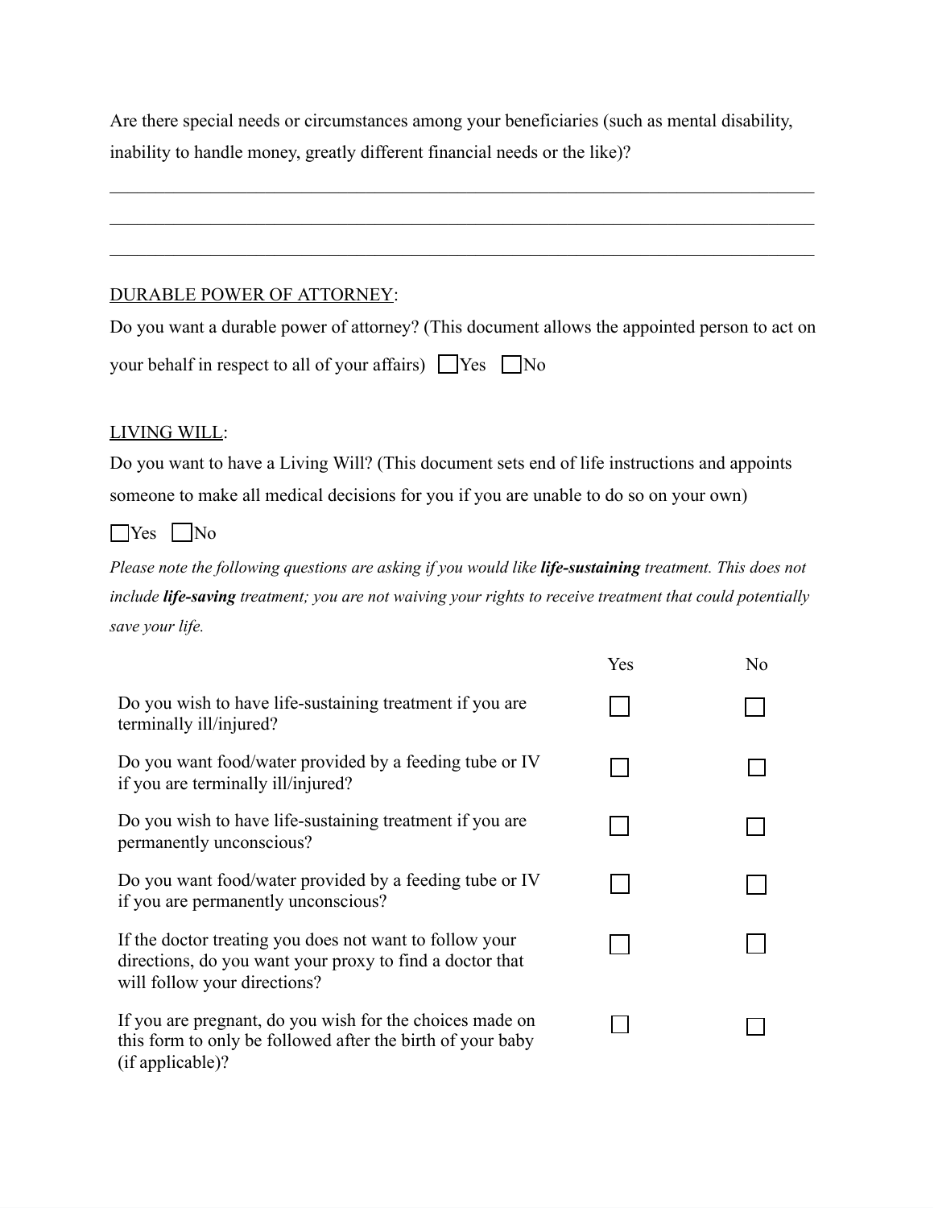Are there special needs or circumstances among your beneficiaries (such as mental disability, inability to handle money, greatly different financial needs or the like)?

\_\_\_\_\_\_\_\_\_\_\_\_\_\_\_\_\_\_\_\_\_\_\_\_\_\_\_\_\_\_\_\_\_\_\_\_\_\_\_\_\_\_\_\_\_\_\_\_\_\_\_\_\_\_\_\_\_\_\_\_\_\_\_\_\_\_\_\_\_\_\_\_

\_\_\_\_\_\_\_\_\_\_\_\_\_\_\_\_\_\_\_\_\_\_\_\_\_\_\_\_\_\_\_\_\_\_\_\_\_\_\_\_\_\_\_\_\_\_\_\_\_\_\_\_\_\_\_\_\_\_\_\_\_\_\_\_\_\_\_\_\_\_\_\_

\_\_\_\_\_\_\_\_\_\_\_\_\_\_\_\_\_\_\_\_\_\_\_\_\_\_\_\_\_\_\_\_\_\_\_\_\_\_\_\_\_\_\_\_\_\_\_\_\_\_\_\_\_\_\_\_\_\_\_\_\_\_\_\_\_\_\_\_\_\_\_\_

<u>DURABLE POWER OF ATTORNEY</u>:

Do you want a durable power of attorney? (This document allows the appointed person to act on your behalf in respect to all of your affairs) ☐ Yes ☐ No

<u>LIVING WILL</u>:

Do you want to have a Living Will? (This document sets end of life instructions and appoints someone to make all medical decisions for you if you are unable to do so on your own)

☐ Yes ☐ No

*Please note the following questions are asking if you would like **life-sustaining** treatment. This does not include **life-saving** treatment; you are not waiving your rights to receive treatment that could potentially save your life.*

| | Yes | No |
|---|---|---|
| Do you wish to have life-sustaining treatment if you are terminally ill/injured? | ☐ | ☐ |
| Do you want food/water provided by a feeding tube or IV if you are terminally ill/injured? | ☐ | ☐ |
| Do you wish to have life-sustaining treatment if you are permanently unconscious? | ☐ | ☐ |
| Do you want food/water provided by a feeding tube or IV if you are permanently unconscious? | ☐ | ☐ |
| If the doctor treating you does not want to follow your directions, do you want your proxy to find a doctor that will follow your directions? | ☐ | ☐ |
| If you are pregnant, do you wish for the choices made on this form to only be followed after the birth of your baby (if applicable)? | ☐ | ☐ |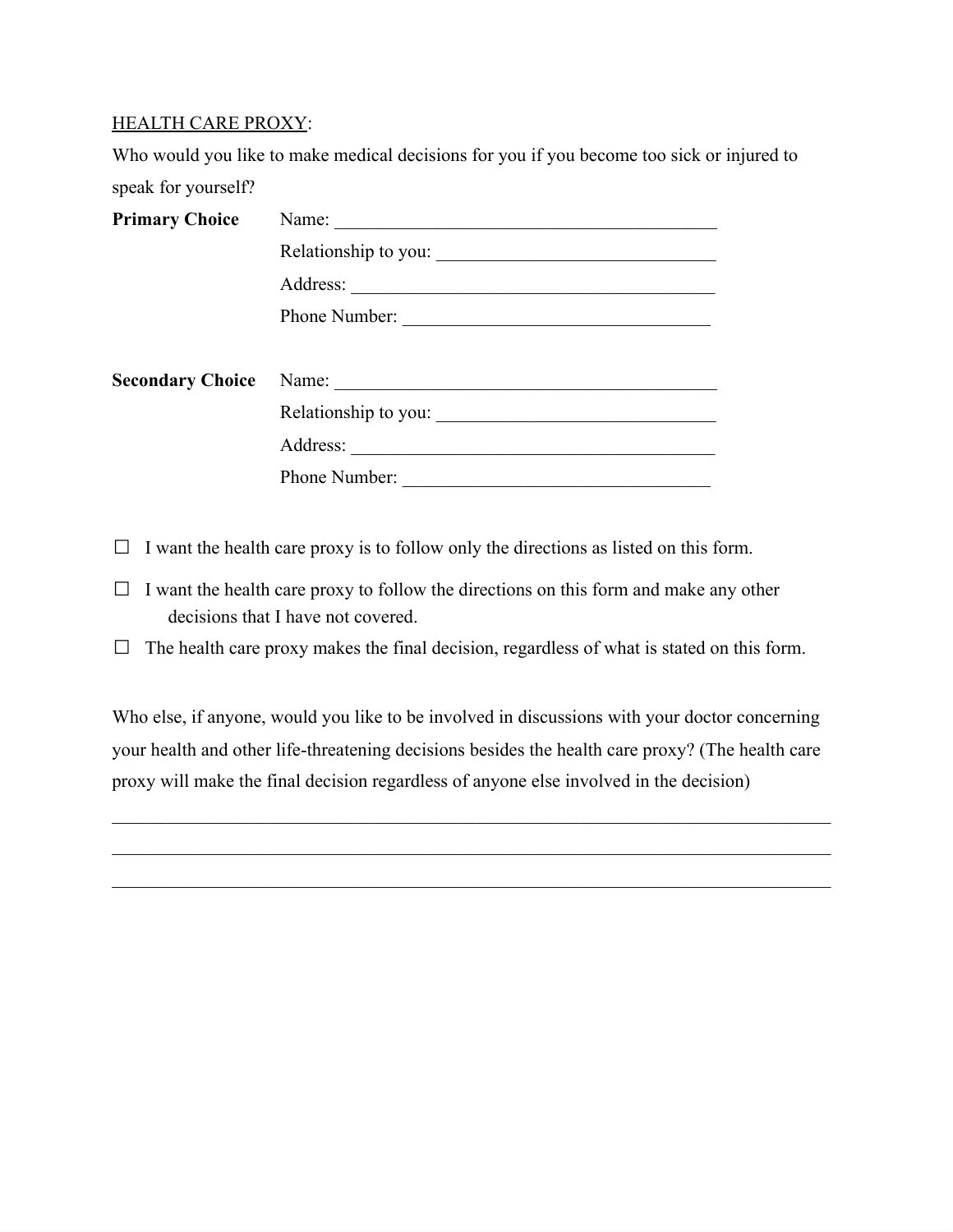<u>HEALTH CARE PROXY</u>:

Who would you like to make medical decisions for you if you become too sick or injured to speak for yourself?

**Primary Choice**

Name: ___________________________________________

Relationship to you: ______________________________

Address: ________________________________________

Phone Number: __________________________________

**Secondary Choice**

Name: ___________________________________________

Relationship to you: ______________________________

Address: ________________________________________

Phone Number: __________________________________

☐ I want the health care proxy is to follow only the directions as listed on this form.

☐ I want the health care proxy to follow the directions on this form and make any other decisions that I have not covered.

☐ The health care proxy makes the final decision, regardless of what is stated on this form.

Who else, if anyone, would you like to be involved in discussions with your doctor concerning your health and other life-threatening decisions besides the health care proxy? (The health care proxy will make the final decision regardless of anyone else involved in the decision)

_______________________________________________________________________________

_______________________________________________________________________________

_______________________________________________________________________________